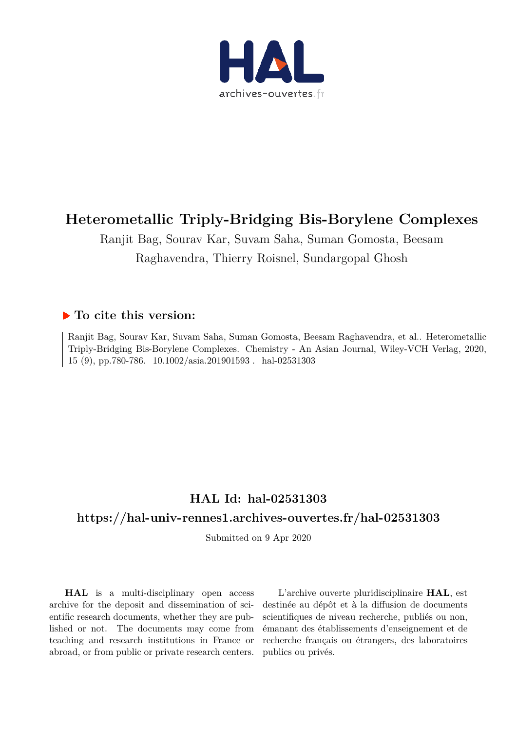# Heterometallic Triply-Bridging Bis-Borylene Complexes

Ranjit Bag, Sourav Kar, Suvam Saha, Suman Gomosta, Beesam Raghavendra, Thierry Roisnel, Sundargopal Ghosh

## ▶ To cite this version:

Ranjit Bag, Sourav Kar, Suvam Saha, Suman Gomosta, Beesam Raghavendra, et al.. Heterometallic Triply-Bridging Bis-Borylene Complexes. Chemistry - An Asian Journal, Wiley-VCH Verlag, 2020, 15 (9), pp.780-786. 10.1002/asia.201901593 . hal-02531303

## HAL Id: hal-02531303

## https://hal-univ-rennes1.archives-ouvertes.fr/hal-02531303

Submitted on 9 Apr 2020

**HAL** is a multi-disciplinary open access archive for the deposit and dissemination of scientific research documents, whether they are published or not. The documents may come from teaching and research institutions in France or abroad, or from public or private research centers.

L'archive ouverte pluridisciplinaire **HAL**, est destinée au dépôt et à la diffusion de documents scientifiques de niveau recherche, publiés ou non, émanant des établissements d'enseignement et de recherche français ou étrangers, des laboratoires publics ou privés.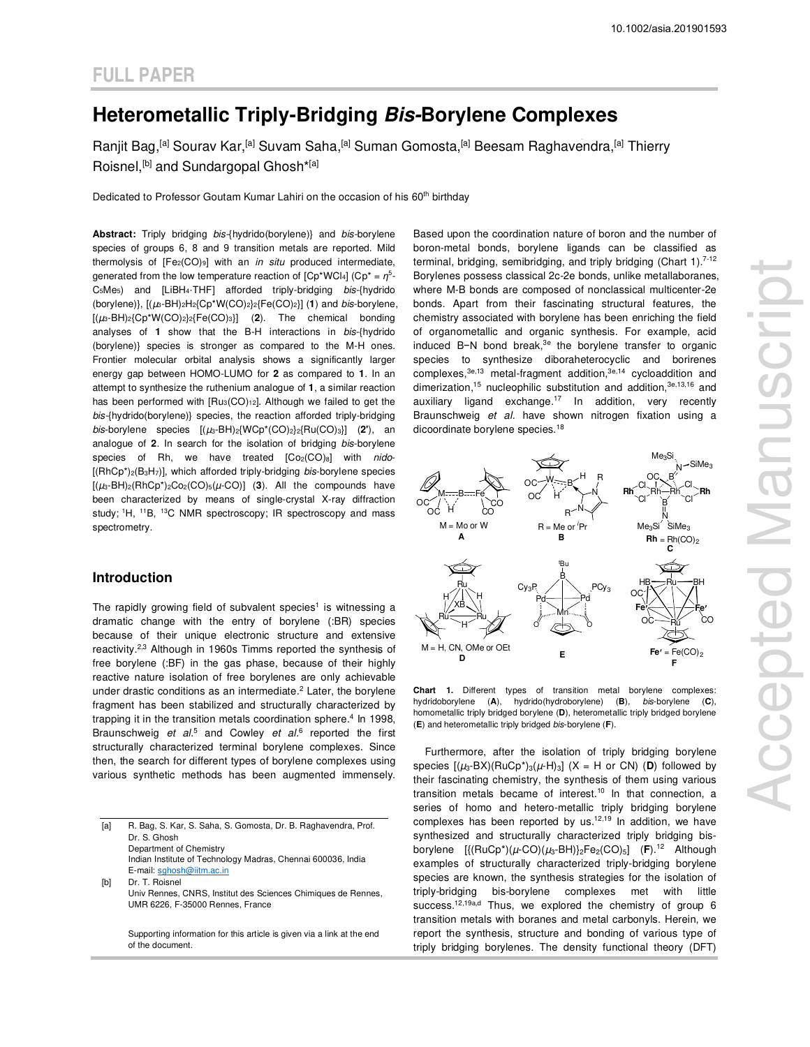# Heterometallic Triply-Bridging *Bis*-Borylene Complexes

Ranjit Bag,[a] Sourav Kar,[a] Suvam Saha,[a] Suman Gomosta,[a] Beesam Raghavendra,[a] Thierry Roisnel,[b] and Sundargopal Ghosh*[a]

Dedicated to Professor Goutam Kumar Lahiri on the occasion of his 60th birthday

**Abstract:** Triply bridging *bis*-{hydrido(borylene)} and *bis*-borylene species of groups 6, 8 and 9 transition metals are reported. Mild thermolysis of $[Fe_2(CO)_9]$ with an *in situ* produced intermediate, generated from the low temperature reaction of $[Cp^*WCl_4]$ ($Cp^* = \eta^5$-$C_5Me_5$) and $[LiBH_4 \cdot THF]$ afforded triply-bridging *bis*-{hydrido (borylene)}, $[(\mu_3\text{-BH})_2H_2\{Cp^*W(CO)_2\}_2\{Fe(CO)_2\}]$ (**1**) and *bis*-borylene, $[(\mu_3\text{-BH})_2\{Cp^*W(CO)_2\}_2\{Fe(CO)_3\}]$ (**2**). The chemical bonding analyses of **1** show that the B-H interactions in *bis*-{hydrido (borylene)} species is stronger as compared to the M-H ones. Frontier molecular orbital analysis shows a significantly larger energy gap between HOMO-LUMO for **2** as compared to **1**. In an attempt to synthesize the ruthenium analogue of **1**, a similar reaction has been performed with $[Ru_3(CO)_{12}]$. Although we failed to get the *bis*-{hydrido(borylene)} species, the reaction afforded triply-bridging *bis*-borylene species $[(\mu_3\text{-BH})_2\{WCp^*(CO)_2\}_2\{Ru(CO)_3\}]$ (**2'**), an analogue of **2**. In search for the isolation of bridging *bis*-borylene species of Rh, we have treated $[Co_2(CO)_8]$ with *nido*-$[(RhCp^*)_2(B_3H_7)]$, which afforded triply-bridging *bis*-borylene species $[(\mu_3\text{-BH})_2(RhCp^*)_2Co_2(CO)_5(\mu\text{-CO})]$ (**3**). All the compounds have been characterized by means of single-crystal X-ray diffraction study; $^1$H, $^{11}$B, $^{13}$C NMR spectroscopy; IR spectroscopy and mass spectrometry.

## Introduction

The rapidly growing field of subvalent species[1] is witnessing a dramatic change with the entry of borylene (:BR) species because of their unique electronic structure and extensive reactivity.[2,3] Although in 1960s Timms reported the synthesis of free borylene (:BF) in the gas phase, because of their highly reactive nature isolation of free borylenes are only achievable under drastic conditions as an intermediate.[2] Later, the borylene fragment has been stabilized and structurally characterized by trapping it in the transition metals coordination sphere.[4] In 1998, Braunschweig *et al.*[5] and Cowley *et al.*[6] reported the first structurally characterized terminal borylene complexes. Since then, the search for different types of borylene complexes using various synthetic methods has been augmented immensely.

Based upon the coordination nature of boron and the number of boron-metal bonds, borylene ligands can be classified as terminal, bridging, semibridging, and triply bridging (Chart 1).[7-12] Borylenes possess classical 2c-2e bonds, unlike metallaboranes, where M-B bonds are composed of nonclassical multicenter-2e bonds. Apart from their fascinating structural features, the chemistry associated with borylene has been enriching the field of organometallic and organic synthesis. For example, acid induced B−N bond break,[3e] the borylene transfer to organic species to synthesize diboraheterocyclic and borirenes complexes,[3e,13] metal-fragment addition,[3e,14] cycloaddition and dimerization,[15] nucleophilic substitution and addition,[3e,13,16] and auxiliary ligand exchange.[17] In addition, very recently Braunschweig *et al.* have shown nitrogen fixation using a dicoordinate borylene species.[18]

**Chart 1.** Different types of transition metal borylene complexes: hydridoborylene (**A**), hydrido(hydroborylene) (**B**), *bis*-borylene (**C**), homometallic triply bridged borylene (**D**), heterometallic triply bridged borylene (**E**) and heterometallic triply bridged *bis*-borylene (**F**).

Furthermore, after the isolation of triply bridging borylene species $[(\mu_3\text{-BX})(RuCp^*)_3(\mu\text{-H})_3]$ (X = H or CN) (**D**) followed by their fascinating chemistry, the synthesis of them using various transition metals became of interest.[10] In that connection, a series of homo and hetero-metallic triply bridging borylene complexes has been reported by us.[12,19] In addition, we have synthesized and structurally characterized triply bridging bis-borylene $[\{(RuCp^*)(\mu\text{-CO})(\mu_3\text{-BH})\}_2Fe_2(CO)_5]$ (**F**).[12] Although examples of structurally characterized triply-bridging borylene species are known, the synthesis strategies for the isolation of triply-bridging bis-borylene complexes met with little success.[12,19a,d] Thus, we explored the chemistry of group 6 transition metals with boranes and metal carbonyls. Herein, we report the synthesis, structure and bonding of various type of triply bridging borylenes. The density functional theory (DFT)

[a] R. Bag, S. Kar, S. Saha, S. Gomosta, Dr. B. Raghavendra, Prof. Dr. S. Ghosh
Department of Chemistry
Indian Institute of Technology Madras, Chennai 600036, India
E-mail: sghosh@iitm.ac.in

[b] Dr. T. Roisnel
Univ Rennes, CNRS, Institut des Sciences Chimiques de Rennes, UMR 6226, F-35000 Rennes, France

Supporting information for this article is given via a link at the end of the document.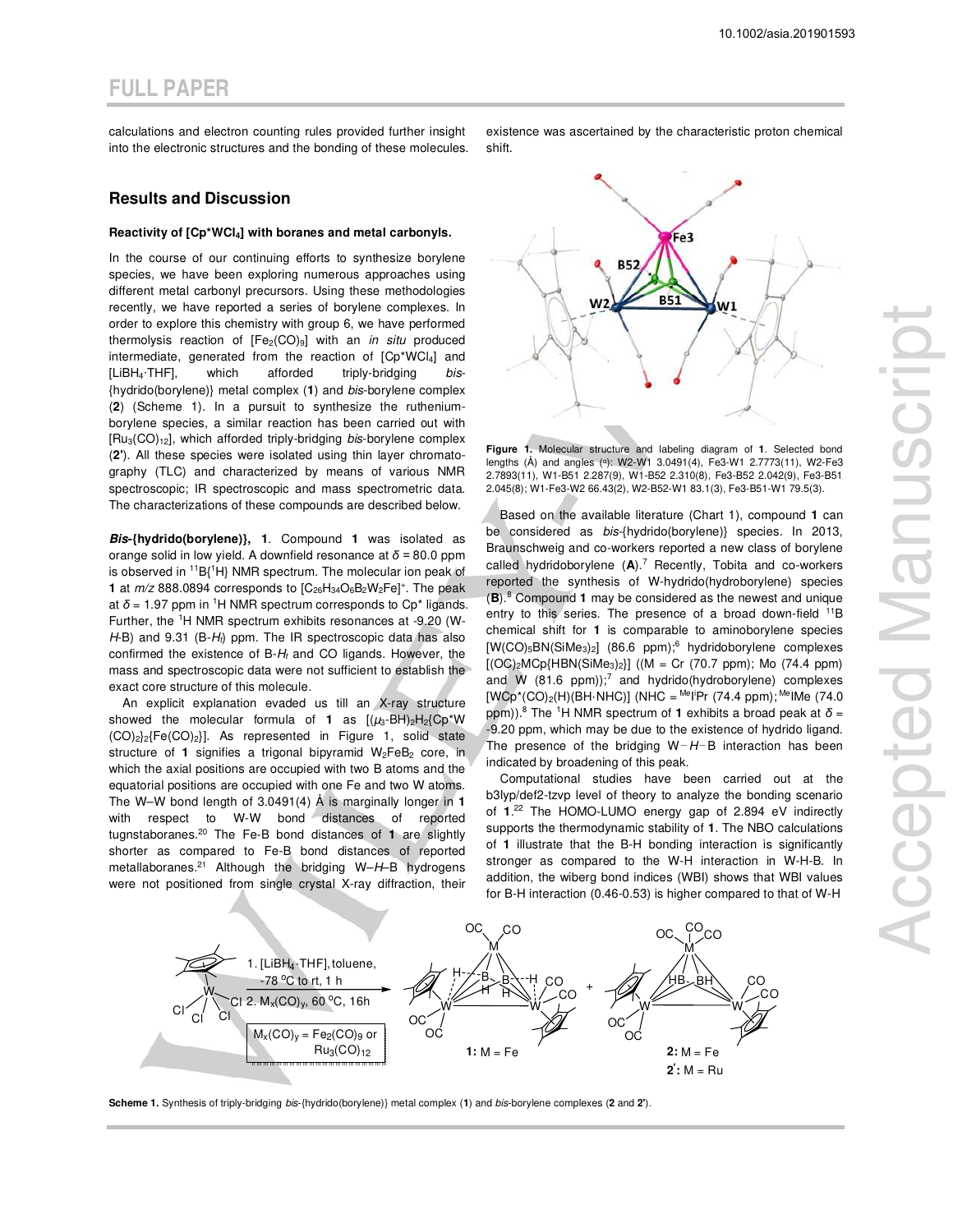calculations and electron counting rules provided further insight into the electronic structures and the bonding of these molecules.

## Results and Discussion

#### Reactivity of [Cp*WCl$_4$] with boranes and metal carbonyls.

In the course of our continuing efforts to synthesize borylene species, we have been exploring numerous approaches using different metal carbonyl precursors. Using these methodologies recently, we have reported a series of borylene complexes. In order to explore this chemistry with group 6, we have performed thermolysis reaction of [Fe$_2$(CO)$_9$] with an *in situ* produced intermediate, generated from the reaction of [Cp*WCl$_4$] and [LiBH$_4$·THF], which afforded triply-bridging *bis*-{hydrido(borylene)} metal complex (**1**) and *bis*-borylene complex (**2**) (Scheme 1). In a pursuit to synthesize the ruthenium-borylene species, a similar reaction has been carried out with [Ru$_3$(CO)$_{12}$], which afforded triply-bridging *bis*-borylene complex (**2'**). All these species were isolated using thin layer chromatography (TLC) and characterized by means of various NMR spectroscopic; IR spectroscopic and mass spectrometric data. The characterizations of these compounds are described below.

***Bis*-{hydrido(borylene)}, 1**. Compound **1** was isolated as orange solid in low yield. A downfield resonance at $\delta$ = 80.0 ppm is observed in $^{11}$B{$^{1}$H} NMR spectrum. The molecular ion peak of **1** at *m/z* 888.0894 corresponds to [$C_{26}H_{34}O_6B_2W_2Fe$]$^+$. The peak at $\delta$ = 1.97 ppm in $^{1}$H NMR spectrum corresponds to Cp* ligands. Further, the $^{1}$H NMR spectrum exhibits resonances at -9.20 (W-*H*-B) and 9.31 (B-*H$_t$*) ppm. The IR spectroscopic data has also confirmed the existence of B-*H$_t$* and CO ligands. However, the mass and spectroscopic data were not sufficient to establish the exact core structure of this molecule.

An explicit explanation evaded us till an X-ray structure showed the molecular formula of **1** as [($\mu_3$-BH)$_2$H$_2$(Cp*W(CO)$_2$)$_2$(Fe(CO)$_2$)]. As represented in Figure 1, solid state structure of **1** signifies a trigonal bipyramid W$_2$FeB$_2$ core, in which the axial positions are occupied with two B atoms and the equatorial positions are occupied with one Fe and two W atoms. The W–W bond length of 3.0491(4) Å is marginally longer in **1** with respect to W-W bond distances of reported tugnstaboranes.[20] The Fe-B bond distances of **1** are slightly shorter as compared to Fe-B bond distances of reported metallaboranes.[21] Although the bridging W–*H*–B hydrogens were not positioned from single crystal X-ray diffraction, their existence was ascertained by the characteristic proton chemical shift.

**Figure 1.** Molecular structure and labeling diagram of **1**. Selected bond lengths (Å) and angles (°): W2-W1 3.0491(4), Fe3-W1 2.7773(11), W2-Fe3 2.7893(11), W1-B51 2.287(9), W1-B52 2.310(8), Fe3-B52 2.042(9), Fe3-B51 2.045(8); W1-Fe3-W2 66.43(2), W2-B52-W1 83.1(3), Fe3-B51-W1 79.5(3).

Based on the available literature (Chart 1), compound **1** can be considered as *bis*-{hydrido(borylene)} species. In 2013, Braunschweig and co-workers reported a new class of borylene called hydridoborylene (**A**).[7] Recently, Tobita and co-workers reported the synthesis of W-hydrido(hydroborylene) species (**B**).[8] Compound **1** may be considered as the newest and unique entry to this series. The presence of a broad down-field $^{11}$B chemical shift for **1** is comparable to aminoborylene species [W(CO)$_5$BN(SiMe$_3$)$_2$] (86.6 ppm);[6] hydridoborylene complexes [(OC)$_2$MCp{HBN(SiMe$_3$)$_2$}] ((M = Cr (70.7 ppm); Mo (74.4 ppm) and W (81.6 ppm));[7] and hydrido(hydroborylene) complexes [WCp*(CO)$_2$(H)(BH·NHC)] (NHC = $^{Me}$I$^i$Pr (74.4 ppm); $^{Me}$IMe (74.0 ppm)).[8] The $^{1}$H NMR spectrum of **1** exhibits a broad peak at $\delta$ = -9.20 ppm, which may be due to the existence of hydrido ligand. The presence of the bridging W−*H*−B interaction has been indicated by broadening of this peak.

Computational studies have been carried out at the b3lyp/def2-tzvp level of theory to analyze the bonding scenario of **1**.[22] The HOMO-LUMO energy gap of 2.894 eV indirectly supports the thermodynamic stability of **1**. The NBO calculations of **1** illustrate that the B-H bonding interaction is significantly stronger as compared to the W-H interaction in W-H-B. In addition, the wiberg bond indices (WBI) shows that WBI values for B-H interaction (0.46-0.53) is higher compared to that of W-H

**Scheme 1.** Synthesis of triply-bridging *bis*-{hydrido(borylene)} metal complex (**1**) and *bis*-borylene complexes (**2** and **2'**).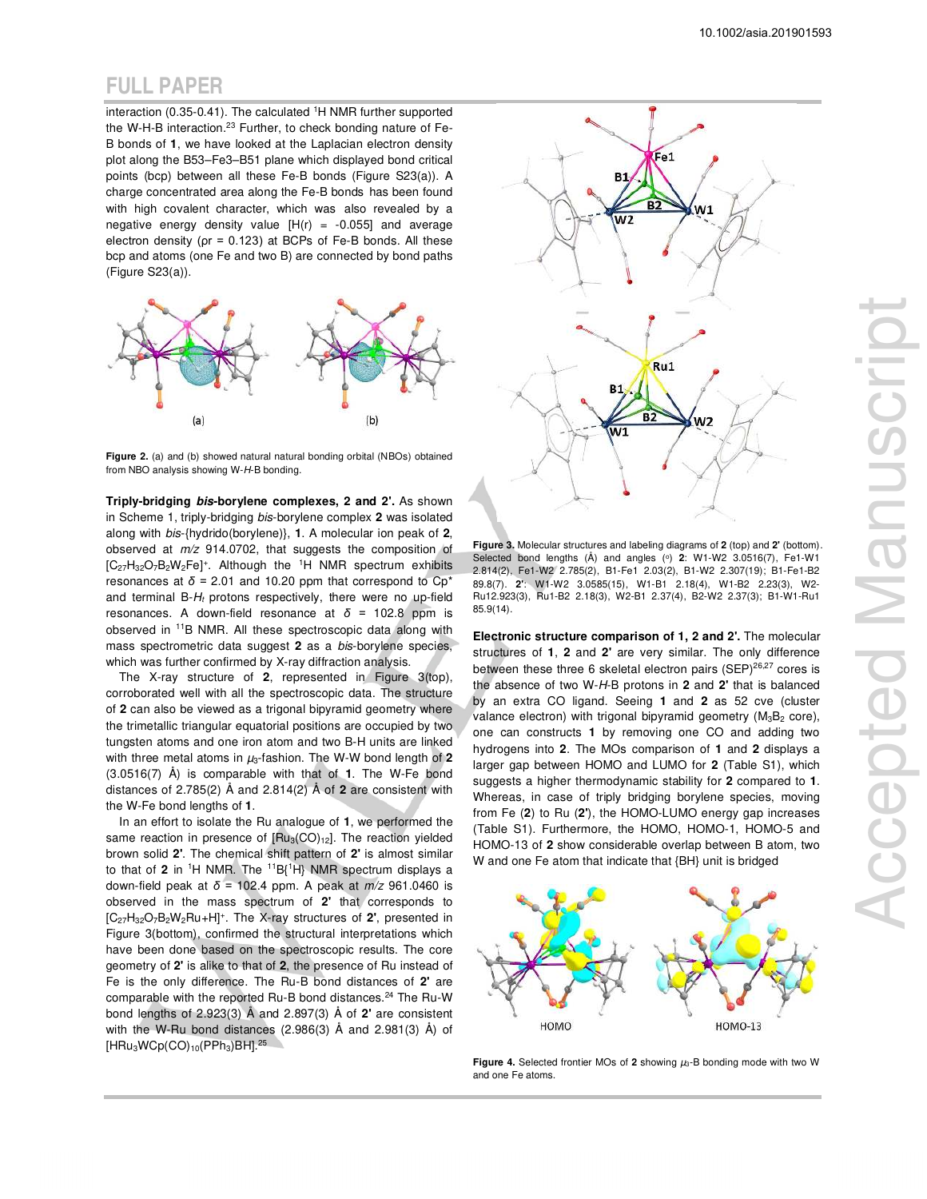interaction (0.35-0.41). The calculated $^1H$ NMR further supported the W-H-B interaction.[23] Further, to check bonding nature of Fe-B bonds of **1**, we have looked at the Laplacian electron density plot along the B53–Fe3–B51 plane which displayed bond critical points (bcp) between all these Fe-B bonds (Figure S23(a)). A charge concentrated area along the Fe-B bonds has been found with high covalent character, which was also revealed by a negative energy density value [H(r) = -0.055] and average electron density (ρr = 0.123) at BCPs of Fe-B bonds. All these bcp and atoms (one Fe and two B) are connected by bond paths (Figure S23(a)).

**Figure 2.** (a) and (b) showed natural natural bonding orbital (NBOs) obtained from NBO analysis showing W-*H*-B bonding.

**Triply-bridging *bis*-borylene complexes, 2 and 2'.** As shown in Scheme 1, triply-bridging *bis*-borylene complex **2** was isolated along with *bis*-{hydrido(borylene)}, **1**. A molecular ion peak of **2**, observed at *m/z* 914.0702, that suggests the composition of $[C_{27}H_{32}O_7B_2W_2Fe]^+$. Although the $^1H$ NMR spectrum exhibits resonances at $\delta$ = 2.01 and 10.20 ppm that correspond to Cp* and terminal B-$H_t$ protons respectively, there were no up-field resonances. A down-field resonance at $\delta$ = 102.8 ppm is observed in $^{11}B$ NMR. All these spectroscopic data along with mass spectrometric data suggest **2** as a *bis*-borylene species, which was further confirmed by X-ray diffraction analysis.

The X-ray structure of **2**, represented in Figure 3(top), corroborated well with all the spectroscopic data. The structure of **2** can also be viewed as a trigonal bipyramid geometry where the trimetallic triangular equatorial positions are occupied by two tungsten atoms and one iron atom and two B-H units are linked with three metal atoms in $\mu_3$-fashion. The W-W bond length of **2** (3.0516(7) Å) is comparable with that of **1**. The W-Fe bond distances of 2.785(2) Å and 2.814(2) Å of **2** are consistent with the W-Fe bond lengths of **1**.

In an effort to isolate the Ru analogue of **1**, we performed the same reaction in presence of $[Ru_3(CO)_{12}]$. The reaction yielded brown solid **2'**. The chemical shift pattern of **2'** is almost similar to that of **2** in $^1H$ NMR. The $^{11}B\{^1H\}$ NMR spectrum displays a down-field peak at $\delta$ = 102.4 ppm. A peak at *m/z* 961.0460 is observed in the mass spectrum of **2'** that corresponds to $[C_{27}H_{32}O_7B_2W_2Ru+H]^+$. The X-ray structures of **2'**, presented in Figure 3(bottom), confirmed the structural interpretations which have been done based on the spectroscopic results. The core geometry of **2'** is alike to that of **2**, the presence of Ru instead of Fe is the only difference. The Ru-B bond distances of **2'** are comparable with the reported Ru-B bond distances.[24] The Ru-W bond lengths of 2.923(3) Å and 2.897(3) Å of **2'** are consistent with the W-Ru bond distances (2.986(3) Å and 2.981(3) Å) of $[HRu_3WCp(CO)_{10}(PPh_3)BH]$.[25]

**Figure 3.** Molecular structures and labeling diagrams of **2** (top) and **2'** (bottom). Selected bond lengths (Å) and angles (°) **2**: W1-W2 3.0516(7), Fe1-W1 2.814(2), Fe1-W2 2.785(2), B1-Fe1 2.03(2), B1-W2 2.307(19); B1-Fe1-B2 89.8(7). **2'**: W1-W2 3.0585(15), W1-B1 2.18(4), W1-B2 2.23(3), W2-Ru12.923(3), Ru1-B2 2.18(3), W2-B1 2.37(4), B2-W2 2.37(3); B1-W1-Ru1 85.9(14).

**Electronic structure comparison of 1, 2 and 2'.** The molecular structures of **1**, **2** and **2'** are very similar. The only difference between these three 6 skeletal electron pairs (SEP)[26,27] cores is the absence of two W-*H*-B protons in **2** and **2'** that is balanced by an extra CO ligand. Seeing **1** and **2** as 52 cve (cluster valance electron) with trigonal bipyramid geometry ($M_3B_2$ core), one can constructs **1** by removing one CO and adding two hydrogens into **2**. The MOs comparison of **1** and **2** displays a larger gap between HOMO and LUMO for **2** (Table S1), which suggests a higher thermodynamic stability for **2** compared to **1**. Whereas, in case of triply bridging borylene species, moving from Fe (**2**) to Ru (**2'**), the HOMO-LUMO energy gap increases (Table S1). Furthermore, the HOMO, HOMO-1, HOMO-5 and HOMO-13 of **2** show considerable overlap between B atom, two W and one Fe atom that indicate that {BH} unit is bridged

**Figure 4.** Selected frontier MOs of **2** showing $\mu_3$-B bonding mode with two W and one Fe atoms.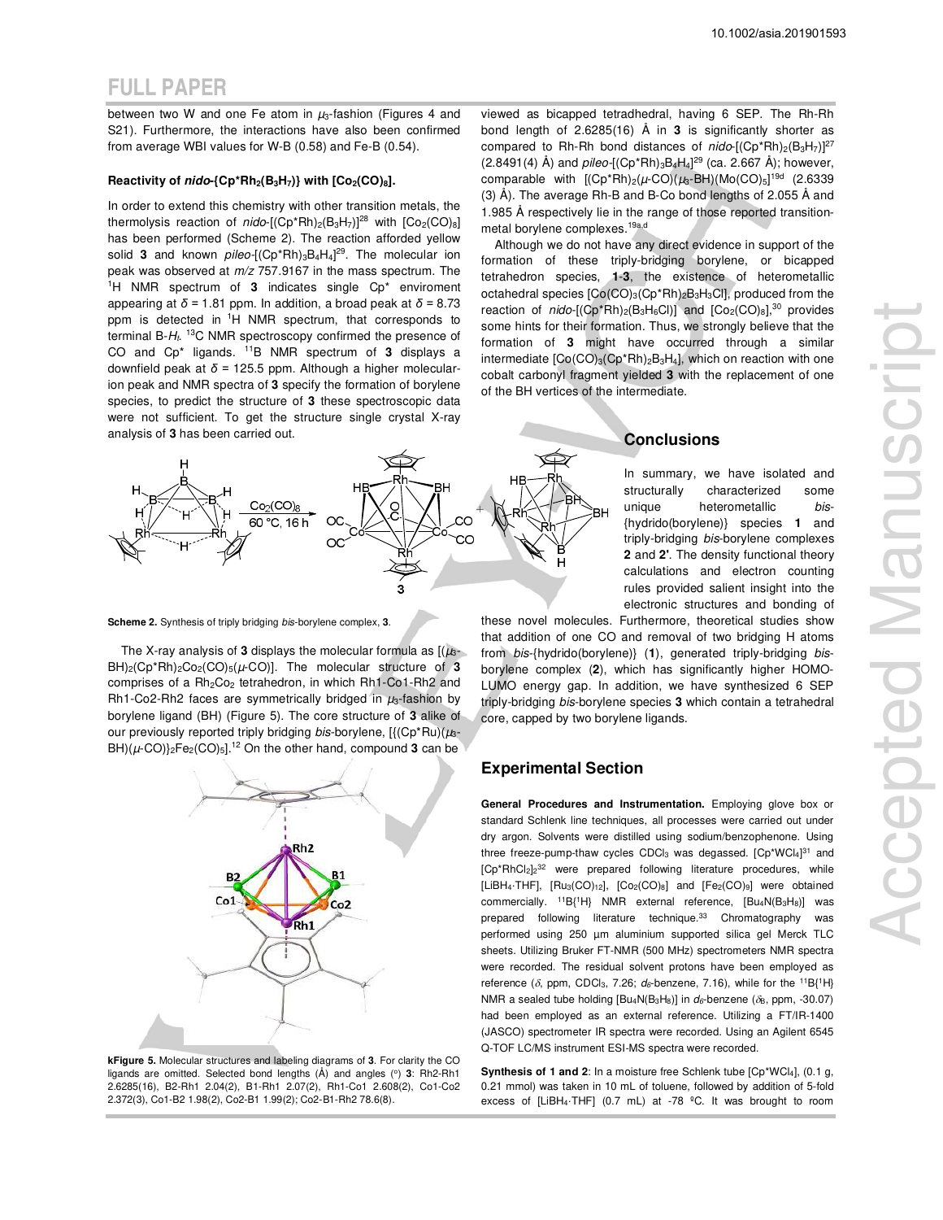between two W and one Fe atom in $\mu_3$-fashion (Figures 4 and S21). Furthermore, the interactions have also been confirmed from average WBI values for W-B (0.58) and Fe-B (0.54).

**Reactivity of *nido*-{Cp*Rh$_2$(B$_3$H$_7$)} with [Co$_2$(CO)$_8$].**

In order to extend this chemistry with other transition metals, the thermolysis reaction of *nido*-[(Cp*Rh)$_2$(B$_3$H$_7$)][28] with [Co$_2$(CO)$_8$] has been performed (Scheme 2). The reaction afforded yellow solid **3** and known *pileo*-[(Cp*Rh)$_3$B$_4$H$_4$][29]. The molecular ion peak was observed at *m/z* 757.9167 in the mass spectrum. The $^1$H NMR spectrum of **3** indicates single Cp* enviroment appearing at $\delta$ = 1.81 ppm. In addition, a broad peak at $\delta$ = 8.73 ppm is detected in $^1$H NMR spectrum, that corresponds to terminal B-$H_t$. $^{13}$C NMR spectroscopy confirmed the presence of CO and Cp* ligands. $^{11}$B NMR spectrum of **3** displays a downfield peak at $\delta$ = 125.5 ppm. Although a higher molecular-ion peak and NMR spectra of **3** specify the formation of borylene species, to predict the structure of **3** these spectroscopic data were not sufficient. To get the structure single crystal X-ray analysis of **3** has been carried out.

**Scheme 2.** Synthesis of triply bridging *bis*-borylene complex, **3**.

The X-ray analysis of **3** displays the molecular formula as [($\mu_3$-BH)$_2$(Cp*Rh)$_2$Co$_2$(CO)$_5$($\mu$-CO)]. The molecular structure of **3** comprises of a Rh$_2$Co$_2$ tetrahedron, in which Rh1-Co1-Rh2 and Rh1-Co2-Rh2 faces are symmetrically bridged in $\mu_3$-fashion by borylene ligand (BH) (Figure 5). The core structure of **3** alike of our previously reported triply bridging *bis*-borylene, [{(Cp*Ru)($\mu_3$-BH)($\mu$-CO)}$_2$Fe$_2$(CO)$_5$].[12] On the other hand, compound **3** can be viewed as bicapped tetradhedral, having 6 SEP. The Rh-Rh bond length of 2.6285(16) Å in **3** is significantly shorter as compared to Rh-Rh bond distances of *nido*-[(Cp*Rh)$_2$(B$_3$H$_7$)][27] (2.8491(4) Å) and *pileo*-[(Cp*Rh)$_3$B$_4$H$_4$][29] (ca. 2.667 Å); however, comparable with [(Cp*Rh)$_2$($\mu$-CO)($\mu_3$-BH)(Mo(CO)$_5$)][19d] (2.6339 (3) Å). The average Rh-B and B-Co bond lengths of 2.055 Å and 1.985 Å respectively lie in the range of those reported transition-metal borylene complexes.[19a,d]

**Figure 5.** Molecular structures and labeling diagrams of **3**. For clarity the CO ligands are omitted. Selected bond lengths (Å) and angles (°) **3**: Rh2-Rh1 2.6285(16), B2-Rh1 2.04(2), B1-Rh1 2.07(2), Rh1-Co1 2.608(2), Co1-Co2 2.372(3), Co1-B2 1.98(2), Co2-B1 1.99(2); Co2-B1-Rh2 78.6(8).

Although we do not have any direct evidence in support of the formation of these triply-bridging borylene, or bicapped tetrahedron species, **1**-**3**, the existence of heterometallic octahedral species [Co(CO)$_3$(Cp*Rh)$_2$B$_3$H$_3$Cl], produced from the reaction of *nido*-[(Cp*Rh)$_2$(B$_3$H$_6$Cl)] and [Co$_2$(CO)$_8$],[30] provides some hints for their formation. Thus, we strongly believe that the formation of **3** might have occurred through a similar intermediate [Co(CO)$_3$(Cp*Rh)$_2$B$_3$H$_4$], which on reaction with one cobalt carbonyl fragment yielded **3** with the replacement of one of the BH vertices of the intermediate.

## Conclusions

In summary, we have isolated and structurally characterized some unique heterometallic *bis*-{hydrido(borylene)} species **1** and triply-bridging *bis*-borylene complexes **2** and **2'**. The density functional theory calculations and electron counting rules provided salient insight into the electronic structures and bonding of these novel molecules. Furthermore, theoretical studies show that addition of one CO and removal of two bridging H atoms from *bis*-{hydrido(borylene)} (**1**), generated triply-bridging *bis*-borylene complex (**2**), which has significantly higher HOMO-LUMO energy gap. In addition, we have synthesized 6 SEP triply-bridging *bis*-borylene species **3** which contain a tetrahedral core, capped by two borylene ligands.

## Experimental Section

**General Procedures and Instrumentation.** Employing glove box or standard Schlenk line techniques, all processes were carried out under dry argon. Solvents were distilled using sodium/benzophenone. Using three freeze-pump-thaw cycles CDCl$_3$ was degassed. [Cp*WCl$_4$][31] and [Cp*RhCl$_2$]$_2$[32] were prepared following literature procedures, while [LiBH$_4$·THF], [Ru$_3$(CO)$_{12}$], [Co$_2$(CO)$_8$] and [Fe$_2$(CO)$_9$] were obtained commercially. $^{11}$B{$^1$H} NMR external reference, [Bu$_4$N(B$_3$H$_8$)] was prepared following literature technique.[33] Chromatography was performed using 250 µm aluminium supported silica gel Merck TLC sheets. Utilizing Bruker FT-NMR (500 MHz) spectrometers NMR spectra were recorded. The residual solvent protons have been employed as reference ($\delta$, ppm, CDCl$_3$, 7.26; $d_6$-benzene, 7.16), while for the $^{11}$B{$^1$H} NMR a sealed tube holding [Bu$_4$N(B$_3$H$_8$)] in $d_6$-benzene ($\delta_B$, ppm, -30.07) had been employed as an external reference. Utilizing a FT/IR-1400 (JASCO) spectrometer IR spectra were recorded. Using an Agilent 6545 Q-TOF LC/MS instrument ESI-MS spectra were recorded.

**Synthesis of 1 and 2**: In a moisture free Schlenk tube [Cp*WCl$_4$], (0.1 g, 0.21 mmol) was taken in 10 mL of toluene, followed by addition of 5-fold excess of [LiBH$_4$·THF] (0.7 mL) at -78 ºC. It was brought to room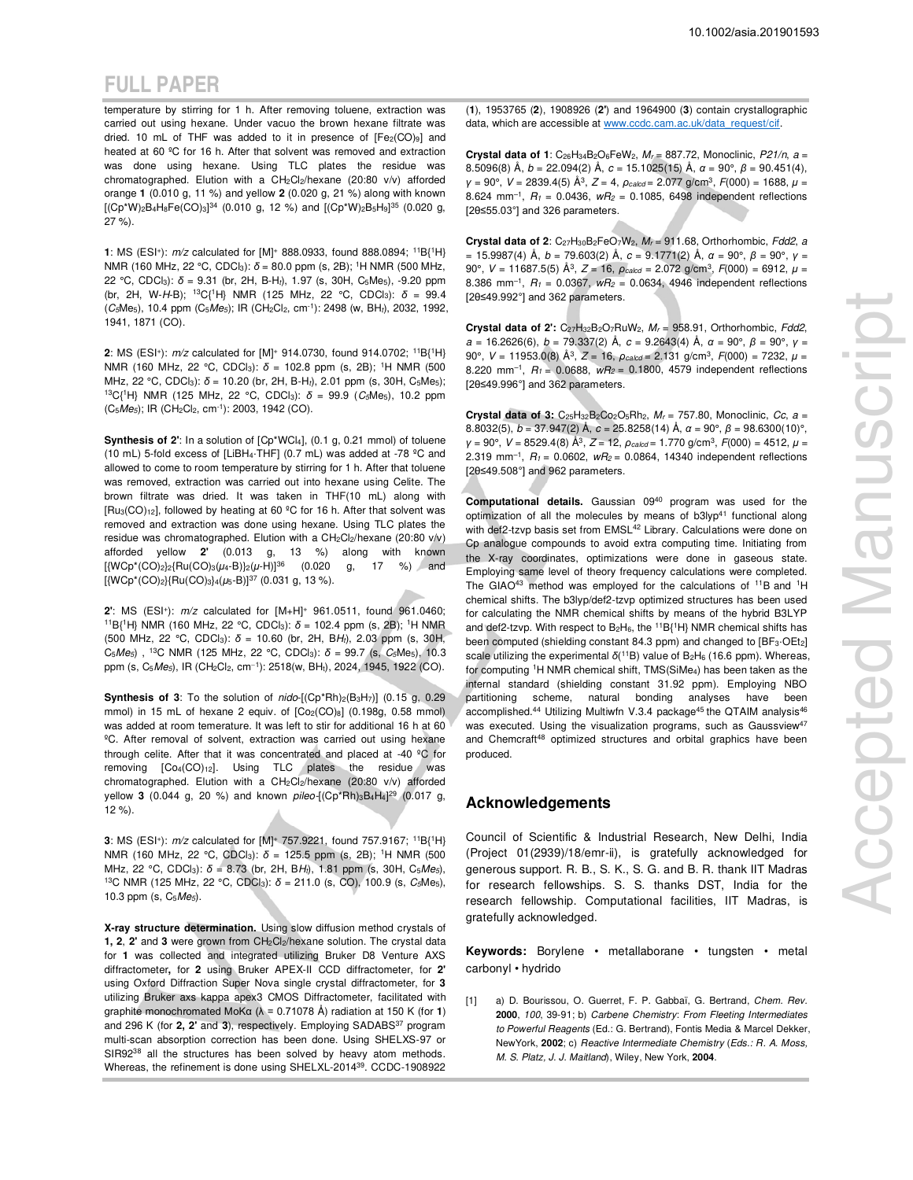temperature by stirring for 1 h. After removing toluene, extraction was carried out using hexane. Under vacuo the brown hexane filtrate was dried. 10 mL of THF was added to it in presence of $[Fe_2(CO)_9]$ and heated at 60 ºC for 16 h. After that solvent was removed and extraction was done using hexane. Using TLC plates the residue was chromatographed. Elution with a $CH_2Cl_2$/hexane (20:80 v/v) afforded orange **1** (0.010 g, 11 %) and yellow **2** (0.020 g, 21 %) along with known $[(Cp^*W)_2B_4H_8Fe(CO)_3]$[34] (0.010 g, 12 %) and $[(Cp^*W)_2B_5H_9]$[35] (0.020 g, 27 %).

**1**: MS (ESI+): *m/z* calculated for $[M]^+$ 888.0933, found 888.0894; $^{11}B\{^1H\}$ NMR (160 MHz, 22 °C, $CDCl_3$): $\delta$ = 80.0 ppm (s, 2B); $^1H$ NMR (500 MHz, 22 °C, $CDCl_3$): $\delta$ = 9.31 (br, 2H, B-$H_t$), 1.97 (s, 30H, $C_5Me_5$), -9.20 ppm (br, 2H, W-*H*-B); $^{13}C\{^1H\}$ NMR (125 MHz, 22 °C, $CDCl_3$): $\delta$ = 99.4 ($C_5$Me$_5$), 10.4 ppm ($C_5Me_5$); IR ($CH_2Cl_2$, cm$^{-1}$): 2498 (w, $BH_t$), 2032, 1992, 1941, 1871 (CO).

**2**: MS (ESI+): *m/z* calculated for $[M]^+$ 914.0730, found 914.0702; $^{11}B\{^1H\}$ NMR (160 MHz, 22 °C, $CDCl_3$): $\delta$ = 102.8 ppm (s, 2B); $^1H$ NMR (500 MHz, 22 °C, $CDCl_3$): $\delta$ = 10.20 (br, 2H, B-$H_t$), 2.01 ppm (s, 30H, $C_5Me_5$); $^{13}C\{^1H\}$ NMR (125 MHz, 22 °C, $CDCl_3$): $\delta$ = 99.9 ($C_5$Me$_5$), 10.2 ppm ($C_5Me_5$); IR ($CH_2Cl_2$, cm$^{-1}$): 2003, 1942 (CO).

**Synthesis of 2'**: In a solution of $[Cp^*WCl_4]$, (0.1 g, 0.21 mmol) of toluene (10 mL) 5-fold excess of $[LiBH_4{\cdot}THF]$ (0.7 mL) was added at -78 ºC and allowed to come to room temperature by stirring for 1 h. After that toluene was removed, extraction was carried out into hexane using Celite. The brown filtrate was dried. It was taken in THF(10 mL) along with $[Ru_3(CO)_{12}]$, followed by heating at 60 ºC for 16 h. After that solvent was removed and extraction was done using hexane. Using TLC plates the residue was chromatographed. Elution with a $CH_2Cl_2$/hexane (20:80 v/v) afforded yellow **2'** (0.013 g, 13 %) along with known $[\{WCp^*(CO)_2\}_2\{Ru(CO)_3(\mu_4\text{-}B)\}_2(\mu\text{-}H)]$[36] (0.020 g, 17 %) and $[\{WCp^*(CO)_2\}\{Ru(CO)_3\}_4(\mu_5\text{-}B)]$[37] (0.031 g, 13 %).

**2'**: MS (ESI+): *m/z* calculated for $[M{+}H]^+$ 961.0511, found 961.0460; $^{11}B\{^1H\}$ NMR (160 MHz, 22 °C, $CDCl_3$): $\delta$ = 102.4 ppm (s, 2B); $^1H$ NMR (500 MHz, 22 °C, $CDCl_3$): $\delta$ = 10.60 (br, 2H, B$H_t$), 2.03 ppm (s, 30H, $C_5Me_5$) , $^{13}C$ NMR (125 MHz, 22 °C, $CDCl_3$): $\delta$ = 99.7 (s, $C_5$Me$_5$), 10.3 ppm (s, $C_5Me_5$), IR ($CH_2Cl_2$, cm$^{-1}$): 2518(w, $BH_t$), 2024, 1945, 1922 (CO).

**Synthesis of 3**: To the solution of *nido*-$[(Cp^*Rh)_2(B_3H_7)]$ (0.15 g, 0.29 mmol) in 15 mL of hexane 2 equiv. of $[Co_2(CO)_8]$ (0.198g, 0.58 mmol) was added at room temerature. It was left to stir for additional 16 h at 60 ºC. After removal of solvent, extraction was carried out using hexane through celite. After that it was concentrated and placed at -40 ºC for removing $[Co_4(CO)_{12}]$. Using TLC plates the residue was chromatographed. Elution with a $CH_2Cl_2$/hexane (20:80 v/v) afforded yellow **3** (0.044 g, 20 %) and known *pileo*-$[(Cp^*Rh)_3B_4H_4]$[29] (0.017 g, 12 %).

**3**: MS (ESI+): *m/z* calculated for $[M]^+$ 757.9221, found 757.9167; $^{11}B\{^1H\}$ NMR (160 MHz, 22 °C, $CDCl_3$): $\delta$ = 125.5 ppm (s, 2B); $^1H$ NMR (500 MHz, 22 °C, $CDCl_3$): $\delta$ = 8.73 (br, 2H, B$H_t$), 1.81 ppm (s, 30H, $C_5Me_5$), $^{13}C$ NMR (125 MHz, 22 °C, $CDCl_3$): $\delta$ = 211.0 (s, CO), 100.9 (s, $C_5$Me$_5$), 10.3 ppm (s, $C_5Me_5$).

**X-ray structure determination.** Using slow diffusion method crystals of **1, 2**, **2'** and **3** were grown from $CH_2Cl_2$/hexane solution. The crystal data for **1** was collected and integrated utilizing Bruker D8 Venture AXS diffractometer**,** for **2** using Bruker APEX-II CCD diffractometer, for **2'** using Oxford Diffraction Super Nova single crystal diffractometer, for **3** utilizing Bruker axs kappa apex3 CMOS Diffractometer, facilitated with graphite monochromated MoKα (λ = 0.71078 Å) radiation at 150 K (for **1**) and 296 K (for **2, 2'** and **3**), respectively. Employing SADABS[37] program multi-scan absorption correction has been done. Using SHELXS-97 or SIR92[38] all the structures has been solved by heavy atom methods. Whereas, the refinement is done using SHELXL-2014[39]. CCDC-1908922 (**1**), 1953765 (**2**), 1908926 (**2'**) and 1964900 (**3**) contain crystallographic data, which are accessible at www.ccdc.cam.ac.uk/data_request/cif.

**Crystal data of 1**: $C_{26}H_{34}B_2O_6FeW_2$, $M_r$ = 887.72, Monoclinic, *P21/n*, *a* = 8.5096(8) Å, *b* = 22.094(2) Å, *c* = 15.1025(15) Å, *α* = 90°, *β* = 90.451(4), *γ* = 90°, *V* = 2839.4(5) Å$^3$, *Z* = 4, $\rho_{calcd}$ = 2.077 g/cm$^3$, *F*(000) = 1688, *μ* = 8.624 mm$^{-1}$, $R_1$ = 0.0436, $wR_2$ = 0.1085, 6498 independent reflections [2θ≤55.03°] and 326 parameters.

**Crystal data of 2**: $C_{27}H_{30}B_2FeO_7W_2$, $M_r$ = 911.68, Orthorhombic, *Fdd2*, *a* = 15.9987(4) Å, *b* = 79.603(2) Å, *c* = 9.1771(2) Å, *α* = 90°, *β* = 90°, *γ* = 90°, *V* = 11687.5(5) Å$^3$, *Z* = 16, $\rho_{calcd}$ = 2.072 g/cm$^3$, *F*(000) = 6912, *μ* = 8.386 mm$^{-1}$, $R_1$ = 0.0367, $wR_2$ = 0.0634, 4946 independent reflections [2θ≤49.992°] and 362 parameters.

**Crystal data of 2':** $C_{27}H_{32}B_2O_7RuW_2$, $M_r$ = 958.91, Orthorhombic, *Fdd2*, *a* = 16.2626(6), *b* = 79.337(2) Å, *c* = 9.2643(4) Å, *α* = 90°, *β* = 90°, *γ* = 90°, *V* = 11953.0(8) Å$^3$, *Z* = 16, $\rho_{calcd}$ = 2.131 g/cm$^3$, *F*(000) = 7232, *μ* = 8.220 mm$^{-1}$, $R_1$ = 0.0688, $wR_2$ = 0.1800, 4579 independent reflections [2θ≤49.996°] and 362 parameters.

**Crystal data of 3:** $C_{25}H_{32}B_2Co_2O_5Rh_2$, $M_r$ = 757.80, Monoclinic, *Cc*, *a* = 8.8032(5), *b* = 37.947(2) Å, *c* = 25.8258(14) Å, *α* = 90°, *β* = 98.6300(10)°, *γ* = 90°, *V* = 8529.4(8) Å$^3$, *Z* = 12, $\rho_{calcd}$ = 1.770 g/cm$^3$, *F*(000) = 4512, *μ* = 2.319 mm$^{-1}$, $R_1$ = 0.0602, $wR_2$ = 0.0864, 14340 independent reflections [2θ≤49.508°] and 962 parameters.

**Computational details.** Gaussian 09[40] program was used for the optimization of all the molecules by means of b3lyp[41] functional along with def2-tzvp basis set from EMSL[42] Library. Calculations were done on Cp analogue compounds to avoid extra computing time. Initiating from the X-ray coordinates, optimizations were done in gaseous state. Employing same level of theory frequency calculations were completed. The GIAO[43] method was employed for the calculations of $^{11}B$ and $^1H$ chemical shifts. The b3lyp/def2-tzvp optimized structures has been used for calculating the NMR chemical shifts by means of the hybrid B3LYP and def2-tzvp. With respect to $B_2H_6$, the $^{11}B\{^1H\}$ NMR chemical shifts has been computed (shielding constant 84.3 ppm) and changed to $[BF_3{\cdot}OEt_2]$ scale utilizing the experimental $\delta(^{11}B)$ value of $B_2H_6$ (16.6 ppm). Whereas, for computing $^1H$ NMR chemical shift, TMS($SiMe_4$) has been taken as the internal standard (shielding constant 31.92 ppm). Employing NBO partitioning scheme, natural bonding analyses have been accomplished.[44] Utilizing Multiwfn V.3.4 package[45] the QTAIM analysis[46] was executed. Using the visualization programs, such as Gaussview[47] and Chemcraft[48] optimized structures and orbital graphics have been produced.

## Acknowledgements

Council of Scientific & Industrial Research, New Delhi, India (Project 01(2939)/18/emr-ii), is gratefully acknowledged for generous support. R. B., S. K., S. G. and B. R. thank IIT Madras for research fellowships. S. S. thanks DST, India for the research fellowship. Computational facilities, IIT Madras, is gratefully acknowledged.

**Keywords:** Borylene • metallaborane • tungsten • metal carbonyl • hydrido

[1] a) D. Bourissou, O. Guerret, F. P. Gabbaï, G. Bertrand, *Chem. Rev.* **2000**, *100*, 39-91; b) *Carbene Chemistry*: *From Fleeting Intermediates to Powerful Reagents* (Ed.: G. Bertrand), Fontis Media & Marcel Dekker, NewYork, **2002**; c) *Reactive Intermediate Chemistry* (*Eds.: R. A. Moss, M. S. Platz, J. J. Maitland*), Wiley, New York, **2004**.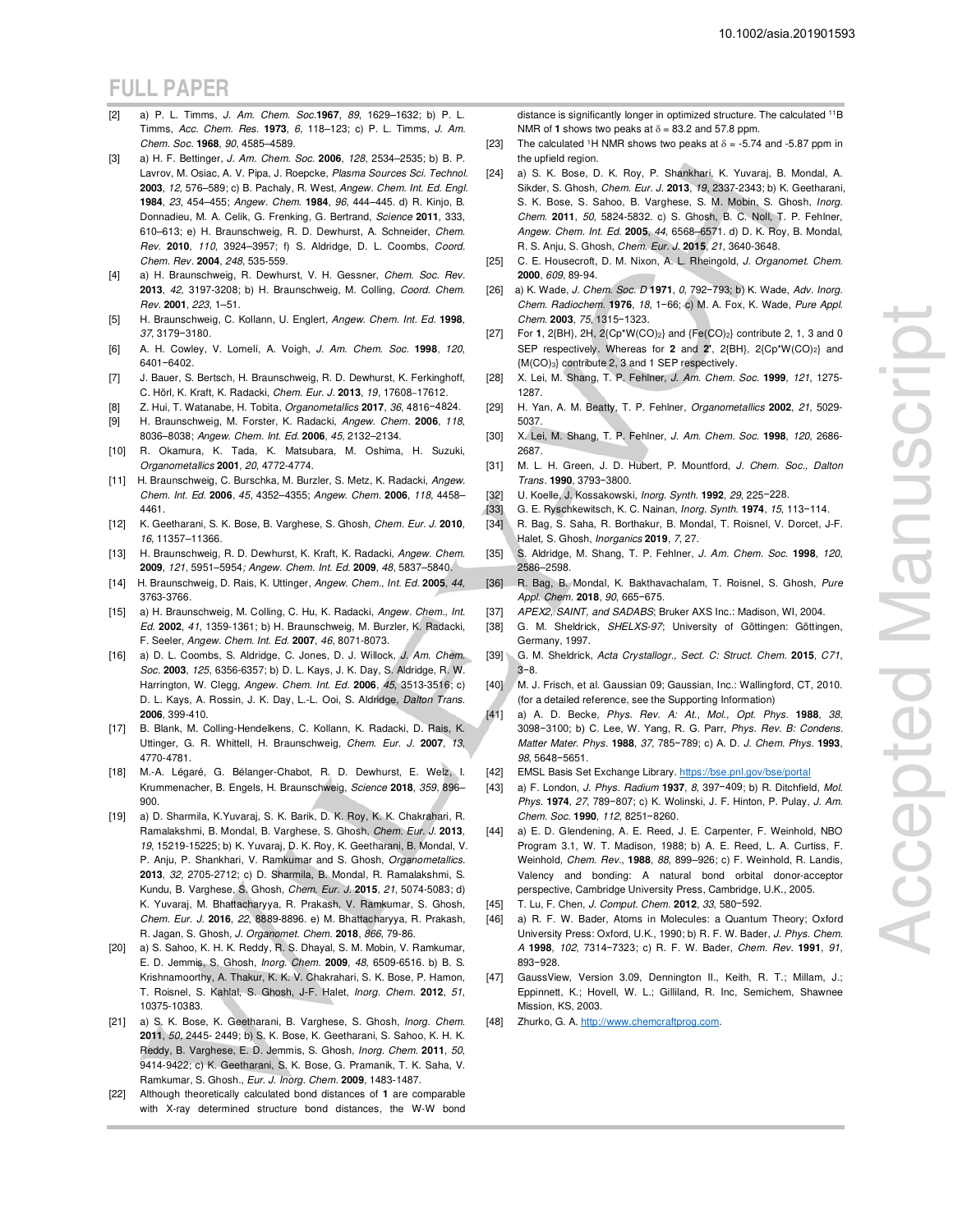[2] a) P. L. Timms, *J. Am. Chem. Soc.* **1967**, *89*, 1629–1632; b) P. L. Timms, *Acc. Chem. Res.* **1973**, *6*, 118–123; c) P. L. Timms, *J. Am. Chem. Soc.* **1968**, *90*, 4585–4589.

[3] a) H. F. Bettinger, *J. Am. Chem. Soc.* **2006**, *128*, 2534–2535; b) B. P. Lavrov, M. Osiac, A. V. Pipa, J. Roepcke, *Plasma Sources Sci. Technol.* **2003**, *12*, 576–589; c) B. Pachaly, R. West, *Angew. Chem. Int. Ed. Engl.* **1984**, *23*, 454–455; *Angew. Chem.* **1984**, *96*, 444–445. d) R. Kinjo, B. Donnadieu, M. A. Celik, G. Frenking, G. Bertrand, *Science* **2011**, 333, 610–613; e) H. Braunschweig, R. D. Dewhurst, A. Schneider, *Chem. Rev.* **2010**, *110*, 3924–3957; f) S. Aldridge, D. L. Coombs, *Coord. Chem. Rev.* **2004**, *248*, 535-559.

[4] a) H. Braunschweig, R. Dewhurst, V. H. Gessner, *Chem. Soc. Rev.* **2013**, *42*, 3197-3208; b) H. Braunschweig, M. Colling, *Coord. Chem. Rev.* **2001**, *223*, 1–51.

[5] H. Braunschweig, C. Kollann, U. Englert, *Angew. Chem. Int. Ed.* **1998**, *37*, 3179–3180.

[6] A. H. Cowley, V. Lomelí, A. Voigh, *J. Am. Chem. Soc.* **1998**, *120*, 6401–6402.

[7] J. Bauer, S. Bertsch, H. Braunschweig, R. D. Dewhurst, K. Ferkinghoff, C. Hörl, K. Kraft, K. Radacki, *Chem. Eur. J.* **2013**, *19*, 17608–17612.

[8] Z. Hui, T. Watanabe, H. Tobita, *Organometallics* **2017**, *36*, 4816−4824.

[9] H. Braunschweig, M. Forster, K. Radacki, *Angew. Chem.* **2006**, *118*, 8036–8038; *Angew. Chem. Int. Ed.* **2006**, *45*, 2132–2134.

[10] R. Okamura, K. Tada, K. Matsubara, M. Oshima, H. Suzuki, *Organometallics* **2001**, *20*, 4772-4774.

[11] H. Braunschweig, C. Burschka, M. Burzler, S. Metz, K. Radacki, *Angew. Chem. Int. Ed.* **2006**, *45*, 4352–4355; *Angew. Chem.* **2006**, *118*, 4458–4461.

[12] K. Geetharani, S. K. Bose, B. Varghese, S. Ghosh, *Chem. Eur. J.* **2010**, *16*, 11357–11366.

[13] H. Braunschweig, R. D. Dewhurst, K. Kraft, K. Radacki, *Angew. Chem.* **2009**, *121*, 5951–5954; *Angew. Chem. Int. Ed.* **2009**, *48*, 5837–5840.

[14] H. Braunschweig, D. Rais, K. Uttinger, *Angew. Chem., Int. Ed.* **2005**, *44*, 3763-3766.

[15] a) H. Braunschweig, M. Colling, C. Hu, K. Radacki, *Angew. Chem., Int. Ed.* **2002**, *41*, 1359-1361; b) H. Braunschweig, M. Burzler, K. Radacki, F. Seeler, *Angew. Chem. Int. Ed.* **2007**, *46*, 8071-8073.

[16] a) D. L. Coombs, S. Aldridge, C. Jones, D. J. Willock, *J. Am. Chem. Soc.* **2003**, *125*, 6356-6357; b) D. L. Kays, J. K. Day, S. Aldridge, R. W. Harrington, W. Clegg, *Angew. Chem. Int. Ed.* **2006**, *45*, 3513-3516; c) D. L. Kays, A. Rossin, J. K. Day, L.-L. Ooi, S. Aldridge, *Dalton Trans.* **2006**, 399-410.

[17] B. Blank, M. Colling-Hendelkens, C. Kollann, K. Radacki, D. Rais, K. Uttinger, G. R. Whittell, H. Braunschweig, *Chem. Eur. J.* **2007**, *13*, 4770-4781.

[18] M.-A. Légaré, G. Bélanger-Chabot, R. D. Dewhurst, E. Welz, I. Krummenacher, B. Engels, H. Braunschweig, *Science* **2018**, *359*, 896–900.

[19] a) D. Sharmila, K.Yuvaraj, S. K. Barik, D. K. Roy, K. K. Chakrahari, R. Ramalakshmi, B. Mondal, B. Varghese, S. Ghosh, *Chem. Eur. J.* **2013**, *19*, 15219-15225; b) K. Yuvaraj, D. K. Roy, K. Geetharani, B. Mondal, V. P. Anju, P. Shankhari, V. Ramkumar and S. Ghosh, *Organometallics.* **2013**, *32*, 2705-2712; c) D. Sharmila, B. Mondal, R. Ramalakshmi, S. Kundu, B. Varghese, S. Ghosh, *Chem. Eur. J.* **2015**, *21*, 5074-5083; d) K. Yuvaraj, M. Bhattacharyya, R. Prakash, V. Ramkumar, S. Ghosh, *Chem. Eur. J.* **2016**, *22*, 8889-8896. e) M. Bhattacharyya, R. Prakash, R. Jagan, S. Ghosh, *J. Organomet. Chem.* **2018**, *866*, 79-86.

[20] a) S. Sahoo, K. H. K. Reddy, R. S. Dhayal, S. M. Mobin, V. Ramkumar, E. D. Jemmis, S. Ghosh, *Inorg. Chem.* **2009**, *48*, 6509-6516. b) B. S. Krishnamoorthy, A. Thakur, K. K. V. Chakrahari, S. K. Bose, P. Hamon, T. Roisnel, S. Kahlal, S. Ghosh, J-F. Halet, *Inorg. Chem.* **2012**, *51*, 10375-10383.

[21] a) S. K. Bose, K. Geetharani, B. Varghese, S. Ghosh, *Inorg. Chem.* **2011**, *50*, 2445- 2449; b) S. K. Bose, K. Geetharani, S. Sahoo, K. H. K. Reddy, B. Varghese, E. D. Jemmis, S. Ghosh, *Inorg. Chem.* **2011**, *50*, 9414-9422; c) K. Geetharani, S. K. Bose, G. Pramanik, T. K. Saha, V. Ramkumar, S. Ghosh., *Eur. J. Inorg. Chem.* **2009**, 1483-1487.

[22] Although theoretically calculated bond distances of **1** are comparable with X-ray determined structure bond distances, the W-W bond distance is significantly longer in optimized structure. The calculated $^{11}$B NMR of **1** shows two peaks at $\delta$ = 83.2 and 57.8 ppm.

[23] The calculated $^{1}$H NMR shows two peaks at $\delta$ = -5.74 and -5.87 ppm in the upfield region.

[24] a) S. K. Bose, D. K. Roy, P. Shankhari, K. Yuvaraj, B. Mondal, A. Sikder, S. Ghosh, *Chem. Eur. J.* **2013**, *19*, 2337-2343; b) K. Geetharani, S. K. Bose, S. Sahoo, B. Varghese, S. M. Mobin, S. Ghosh, *Inorg. Chem.* **2011**, *50*, 5824-5832. c) S. Ghosh, B. C. Noll, T. P. Fehlner, *Angew. Chem. Int. Ed.* **2005**, *44*, 6568–6571. d) D. K. Roy, B. Mondal, R. S. Anju, S. Ghosh, *Chem. Eur. J.* **2015**, *21*, 3640-3648.

[25] C. E. Housecroft, D. M. Nixon, A. L. Rheingold, *J. Organomet. Chem.* **2000**, *609*, 89-94.

[26] a) K. Wade, *J. Chem. Soc. D* **1971**, *0*, 792–793; b) K. Wade, *Adv. Inorg. Chem. Radiochem.* **1976**, *18*, 1–66; c) M. A. Fox, K. Wade, *Pure Appl. Chem.* **2003**, *75*, 1315−1323.

[27] For **1**, 2{BH}, 2H, 2{Cp*W(CO)$_2$} and {Fe(CO)$_2$} contribute 2, 1, 3 and 0 SEP respectively. Whereas for **2** and **2'**, 2{BH}, 2{Cp*W(CO)$_2$} and {M(CO)$_3$} contribute 2, 3 and 1 SEP respectively.

[28] X. Lei, M. Shang, T. P. Fehlner, *J. Am. Chem. Soc.* **1999**, *121*, 1275-1287.

[29] H. Yan, A. M. Beatty, T. P. Fehlner, *Organometallics* **2002**, *21*, 5029-5037.

[30] X. Lei, M. Shang, T. P. Fehlner, *J. Am. Chem. Soc.* **1998**, *120*, 2686-2687.

[31] M. L. H. Green, J. D. Hubert, P. Mountford, *J. Chem. Soc., Dalton Trans.* **1990**, 3793−3800.

[32] U. Koelle, J. Kossakowski, *Inorg. Synth.* **1992**, *29*, 225−228.

[33] G. M. Ryschkewitsch, K. C. Nainan, *Inorg. Synth.* **1974**, *15*, 113−114.

[34] R. Bag, S. Saha, R. Borthakur, B. Mondal, T. Roisnel, V. Dorcet, J-F. Halet, S. Ghosh, *Inorganics* **2019**, *7*, 27.

[35] S. Aldridge, M. Shang, T. P. Fehlner, *J. Am. Chem. Soc.* **1998**, *120*, 2586–2598.

[36] R. Bag, B. Mondal, K. Bakthavachalam, T. Roisnel, S. Ghosh, *Pure Appl. Chem.* **2018**, *90*, 665–675.

[37] *APEX2, SAINT, and SADABS*; Bruker AXS Inc.: Madison, WI, 2004.

[38] G. M. Sheldrick, *SHELXS-97*; University of Göttingen: Göttingen, Germany, 1997.

[39] G. M. Sheldrick, *Acta Crystallogr., Sect. C: Struct. Chem.* **2015**, *C71*, 3−8.

[40] M. J. Frisch, et al. Gaussian 09; Gaussian, Inc.: Wallingford, CT, 2010. (for a detailed reference, see the Supporting Information)

[41] a) A. D. Becke, *Phys. Rev. A: At., Mol., Opt. Phys.* **1988**, *38*, 3098−3100; b) C. Lee, W. Yang, R. G. Parr, *Phys. Rev. B: Condens. Matter Mater. Phys.* **1988**, *37*, 785−789; c) A. D. *J. Chem. Phys.* **1993**, *98*, 5648−5651.

[42] EMSL Basis Set Exchange Library. https://bse.pnl.gov/bse/portal

[43] a) F. London, *J. Phys. Radium* **1937**, *8*, 397−409; b) R. Ditchfield, *Mol. Phys.* **1974**, *27*, 789−807; c) K. Wolinski, J. F. Hinton, P. Pulay, *J. Am. Chem. Soc.* **1990**, *112*, 8251−8260.

[44] a) E. D. Glendening, A. E. Reed, J. E. Carpenter, F. Weinhold, NBO Program 3.1, W. T. Madison, 1988; b) A. E. Reed, L. A. Curtiss, F. Weinhold, *Chem. Rev.*, **1988**, *88*, 899–926; c) F. Weinhold, C. R. Landis, Valency and bonding: A natural bond orbital donor-acceptor perspective, Cambridge University Press, Cambridge, U.K., 2005.

[45] T. Lu, F. Chen, *J. Comput. Chem.* **2012**, *33*, 580–592.

[46] a) R. F. W. Bader, Atoms in Molecules: a Quantum Theory; Oxford University Press: Oxford, U.K., 1990; b) R. F. W. Bader, *J. Phys. Chem. A* **1998**, *102*, 7314−7323; c) R. F. W. Bader, *Chem. Rev.* **1991**, *91*, 893−928.

[47] GaussView, Version 3.09, Dennington II., Keith, R. T.; Millam, J.; Eppinnett, K.; Hovell, W. L.; Gilliland, R. Inc, Semichem, Shawnee Mission, KS, 2003.

[48] Zhurko, G. A. http://www.chemcraftprog.com.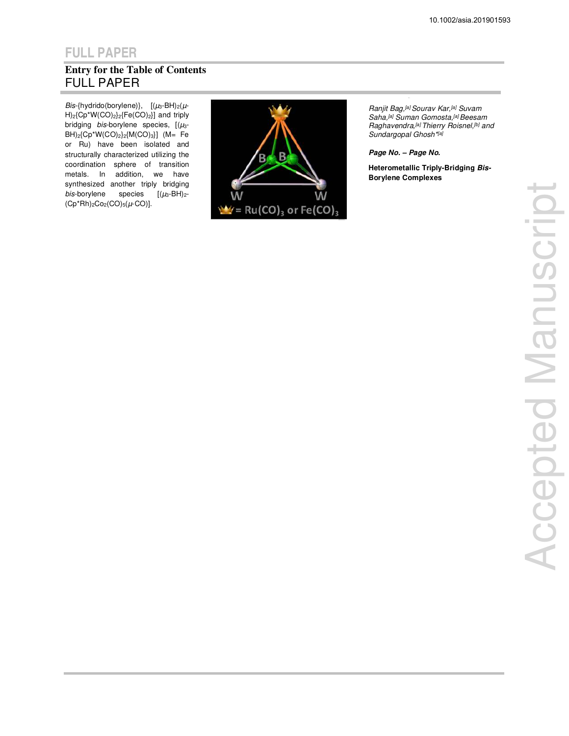## Entry for the Table of Contents

## FULL PAPER

*Bis*-{hydrido(borylene)}, [($\mu_3$-BH)$_2$($\mu$-H)$_2${Cp*W(CO)$_2$}$_2${Fe(CO)$_2$}] and triply bridging *bis*-borylene species, [($\mu_3$-BH)$_2${Cp*W(CO)$_2$}$_2${M(CO)$_3$}] (M= Fe or Ru) have been isolated and structurally characterized utilizing the coordination sphere of transition metals. In addition, we have synthesized another triply bridging *bis*-borylene species [($\mu_3$-BH)$_2$-(Cp*Rh)$_2$Co$_2$(CO)$_5$($\mu$-CO)].

*Ranjit Bag,[a] Sourav Kar,[a] Suvam Saha,[a] Suman Gomosta,[a] Beesam Raghavendra,[a] Thierry Roisnel,[b] and Sundargopal Ghosh*[a]*

***Page No. – Page No.***

**Heterometallic Triply-Bridging *Bis*-Borylene Complexes**